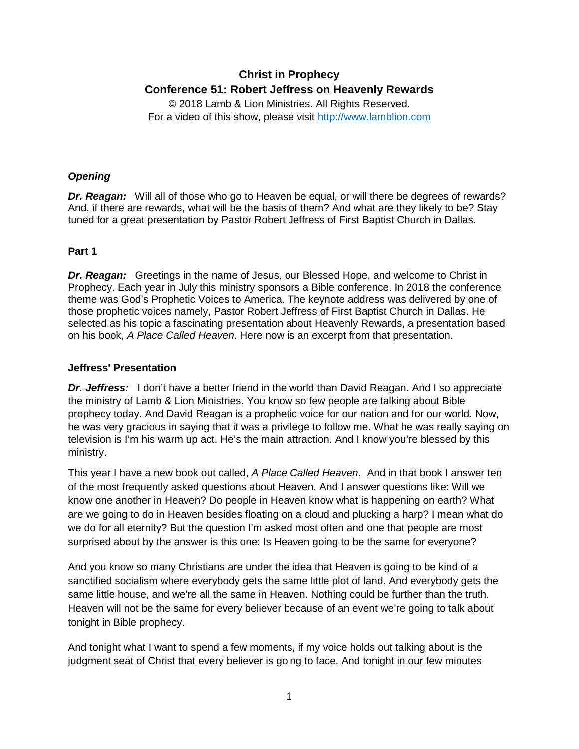**Christ in Prophecy**
**Conference 51: Robert Jeffress on Heavenly Rewards**
© 2018 Lamb & Lion Ministries. All Rights Reserved.
For a video of this show, please visit http://www.lamblion.com

### *Opening*

***Dr. Reagan:*** Will all of those who go to Heaven be equal, or will there be degrees of rewards? And, if there are rewards, what will be the basis of them? And what are they likely to be? Stay tuned for a great presentation by Pastor Robert Jeffress of First Baptist Church in Dallas.

### Part 1

***Dr. Reagan:*** Greetings in the name of Jesus, our Blessed Hope, and welcome to Christ in Prophecy. Each year in July this ministry sponsors a Bible conference. In 2018 the conference theme was God's Prophetic Voices to America. The keynote address was delivered by one of those prophetic voices namely, Pastor Robert Jeffress of First Baptist Church in Dallas. He selected as his topic a fascinating presentation about Heavenly Rewards, a presentation based on his book, *A Place Called Heaven*. Here now is an excerpt from that presentation.

### Jeffress' Presentation

***Dr. Jeffress:*** I don't have a better friend in the world than David Reagan. And I so appreciate the ministry of Lamb & Lion Ministries. You know so few people are talking about Bible prophecy today. And David Reagan is a prophetic voice for our nation and for our world. Now, he was very gracious in saying that it was a privilege to follow me. What he was really saying on television is I'm his warm up act. He's the main attraction. And I know you're blessed by this ministry.

This year I have a new book out called, *A Place Called Heaven*. And in that book I answer ten of the most frequently asked questions about Heaven. And I answer questions like: Will we know one another in Heaven? Do people in Heaven know what is happening on earth? What are we going to do in Heaven besides floating on a cloud and plucking a harp? I mean what do we do for all eternity? But the question I'm asked most often and one that people are most surprised about by the answer is this one: Is Heaven going to be the same for everyone?

And you know so many Christians are under the idea that Heaven is going to be kind of a sanctified socialism where everybody gets the same little plot of land. And everybody gets the same little house, and we're all the same in Heaven. Nothing could be further than the truth. Heaven will not be the same for every believer because of an event we're going to talk about tonight in Bible prophecy.

And tonight what I want to spend a few moments, if my voice holds out talking about is the judgment seat of Christ that every believer is going to face. And tonight in our few minutes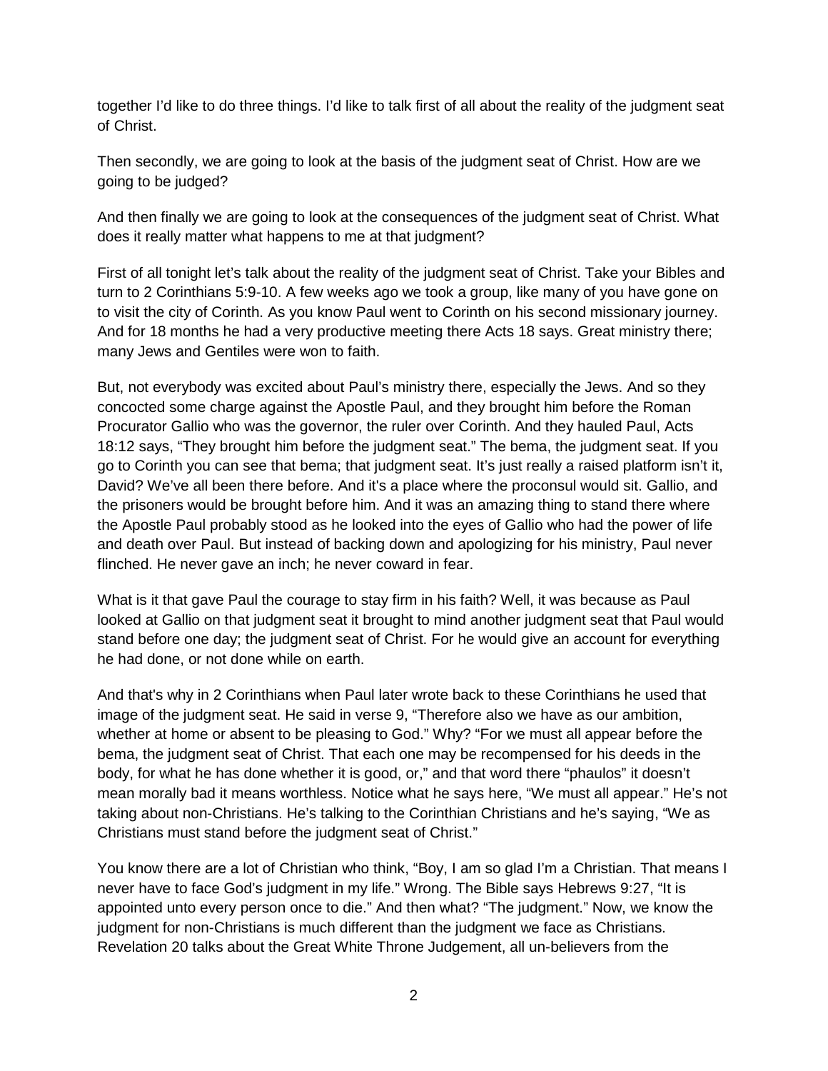together I'd like to do three things. I'd like to talk first of all about the reality of the judgment seat of Christ.

Then secondly, we are going to look at the basis of the judgment seat of Christ. How are we going to be judged?

And then finally we are going to look at the consequences of the judgment seat of Christ. What does it really matter what happens to me at that judgment?

First of all tonight let's talk about the reality of the judgment seat of Christ. Take your Bibles and turn to 2 Corinthians 5:9-10. A few weeks ago we took a group, like many of you have gone on to visit the city of Corinth. As you know Paul went to Corinth on his second missionary journey. And for 18 months he had a very productive meeting there Acts 18 says. Great ministry there; many Jews and Gentiles were won to faith.

But, not everybody was excited about Paul's ministry there, especially the Jews. And so they concocted some charge against the Apostle Paul, and they brought him before the Roman Procurator Gallio who was the governor, the ruler over Corinth. And they hauled Paul, Acts 18:12 says, "They brought him before the judgment seat." The bema, the judgment seat. If you go to Corinth you can see that bema; that judgment seat. It's just really a raised platform isn't it, David? We've all been there before. And it's a place where the proconsul would sit. Gallio, and the prisoners would be brought before him. And it was an amazing thing to stand there where the Apostle Paul probably stood as he looked into the eyes of Gallio who had the power of life and death over Paul. But instead of backing down and apologizing for his ministry, Paul never flinched. He never gave an inch; he never coward in fear.

What is it that gave Paul the courage to stay firm in his faith? Well, it was because as Paul looked at Gallio on that judgment seat it brought to mind another judgment seat that Paul would stand before one day; the judgment seat of Christ. For he would give an account for everything he had done, or not done while on earth.

And that's why in 2 Corinthians when Paul later wrote back to these Corinthians he used that image of the judgment seat. He said in verse 9, "Therefore also we have as our ambition, whether at home or absent to be pleasing to God." Why? "For we must all appear before the bema, the judgment seat of Christ. That each one may be recompensed for his deeds in the body, for what he has done whether it is good, or," and that word there "phaulos" it doesn't mean morally bad it means worthless. Notice what he says here, "We must all appear." He's not taking about non-Christians. He's talking to the Corinthian Christians and he's saying, "We as Christians must stand before the judgment seat of Christ."

You know there are a lot of Christian who think, "Boy, I am so glad I'm a Christian. That means I never have to face God's judgment in my life." Wrong. The Bible says Hebrews 9:27, "It is appointed unto every person once to die." And then what? "The judgment." Now, we know the judgment for non-Christians is much different than the judgment we face as Christians. Revelation 20 talks about the Great White Throne Judgement, all un-believers from the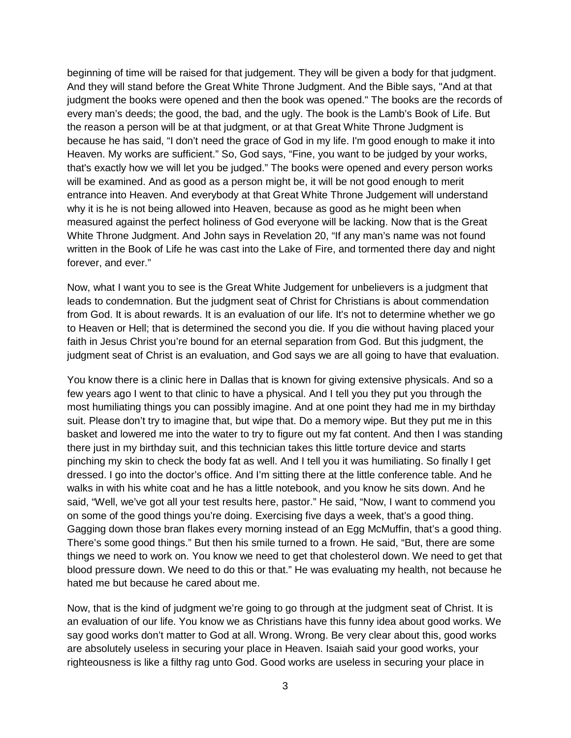beginning of time will be raised for that judgement. They will be given a body for that judgment. And they will stand before the Great White Throne Judgment. And the Bible says, "And at that judgment the books were opened and then the book was opened." The books are the records of every man's deeds; the good, the bad, and the ugly. The book is the Lamb's Book of Life. But the reason a person will be at that judgment, or at that Great White Throne Judgment is because he has said, "I don't need the grace of God in my life. I'm good enough to make it into Heaven. My works are sufficient." So, God says, "Fine, you want to be judged by your works, that's exactly how we will let you be judged." The books were opened and every person works will be examined. And as good as a person might be, it will be not good enough to merit entrance into Heaven. And everybody at that Great White Throne Judgement will understand why it is he is not being allowed into Heaven, because as good as he might been when measured against the perfect holiness of God everyone will be lacking. Now that is the Great White Throne Judgment. And John says in Revelation 20, "If any man's name was not found written in the Book of Life he was cast into the Lake of Fire, and tormented there day and night forever, and ever."

Now, what I want you to see is the Great White Judgement for unbelievers is a judgment that leads to condemnation. But the judgment seat of Christ for Christians is about commendation from God. It is about rewards. It is an evaluation of our life. It's not to determine whether we go to Heaven or Hell; that is determined the second you die. If you die without having placed your faith in Jesus Christ you're bound for an eternal separation from God. But this judgment, the judgment seat of Christ is an evaluation, and God says we are all going to have that evaluation.

You know there is a clinic here in Dallas that is known for giving extensive physicals. And so a few years ago I went to that clinic to have a physical. And I tell you they put you through the most humiliating things you can possibly imagine. And at one point they had me in my birthday suit. Please don't try to imagine that, but wipe that. Do a memory wipe. But they put me in this basket and lowered me into the water to try to figure out my fat content. And then I was standing there just in my birthday suit, and this technician takes this little torture device and starts pinching my skin to check the body fat as well. And I tell you it was humiliating. So finally I get dressed. I go into the doctor's office. And I'm sitting there at the little conference table. And he walks in with his white coat and he has a little notebook, and you know he sits down. And he said, "Well, we've got all your test results here, pastor." He said, "Now, I want to commend you on some of the good things you're doing. Exercising five days a week, that's a good thing. Gagging down those bran flakes every morning instead of an Egg McMuffin, that's a good thing. There's some good things." But then his smile turned to a frown. He said, "But, there are some things we need to work on. You know we need to get that cholesterol down. We need to get that blood pressure down. We need to do this or that." He was evaluating my health, not because he hated me but because he cared about me.

Now, that is the kind of judgment we're going to go through at the judgment seat of Christ. It is an evaluation of our life. You know we as Christians have this funny idea about good works. We say good works don't matter to God at all. Wrong. Wrong. Be very clear about this, good works are absolutely useless in securing your place in Heaven. Isaiah said your good works, your righteousness is like a filthy rag unto God. Good works are useless in securing your place in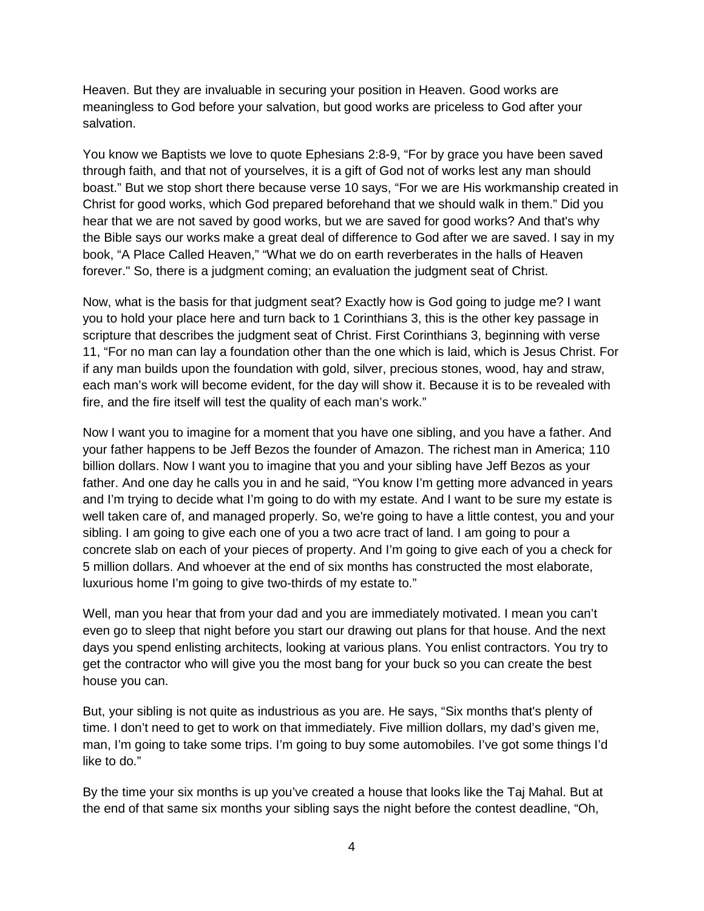Heaven. But they are invaluable in securing your position in Heaven. Good works are meaningless to God before your salvation, but good works are priceless to God after your salvation.

You know we Baptists we love to quote Ephesians 2:8-9, "For by grace you have been saved through faith, and that not of yourselves, it is a gift of God not of works lest any man should boast." But we stop short there because verse 10 says, "For we are His workmanship created in Christ for good works, which God prepared beforehand that we should walk in them." Did you hear that we are not saved by good works, but we are saved for good works? And that's why the Bible says our works make a great deal of difference to God after we are saved. I say in my book, "A Place Called Heaven," "What we do on earth reverberates in the halls of Heaven forever." So, there is a judgment coming; an evaluation the judgment seat of Christ.

Now, what is the basis for that judgment seat? Exactly how is God going to judge me? I want you to hold your place here and turn back to 1 Corinthians 3, this is the other key passage in scripture that describes the judgment seat of Christ. First Corinthians 3, beginning with verse 11, "For no man can lay a foundation other than the one which is laid, which is Jesus Christ. For if any man builds upon the foundation with gold, silver, precious stones, wood, hay and straw, each man's work will become evident, for the day will show it. Because it is to be revealed with fire, and the fire itself will test the quality of each man's work."

Now I want you to imagine for a moment that you have one sibling, and you have a father. And your father happens to be Jeff Bezos the founder of Amazon. The richest man in America; 110 billion dollars. Now I want you to imagine that you and your sibling have Jeff Bezos as your father. And one day he calls you in and he said, "You know I'm getting more advanced in years and I'm trying to decide what I'm going to do with my estate. And I want to be sure my estate is well taken care of, and managed properly. So, we're going to have a little contest, you and your sibling. I am going to give each one of you a two acre tract of land. I am going to pour a concrete slab on each of your pieces of property. And I'm going to give each of you a check for 5 million dollars. And whoever at the end of six months has constructed the most elaborate, luxurious home I'm going to give two-thirds of my estate to."

Well, man you hear that from your dad and you are immediately motivated. I mean you can't even go to sleep that night before you start our drawing out plans for that house. And the next days you spend enlisting architects, looking at various plans. You enlist contractors. You try to get the contractor who will give you the most bang for your buck so you can create the best house you can.

But, your sibling is not quite as industrious as you are. He says, "Six months that's plenty of time. I don't need to get to work on that immediately. Five million dollars, my dad's given me, man, I'm going to take some trips. I'm going to buy some automobiles. I've got some things I'd like to do."

By the time your six months is up you've created a house that looks like the Taj Mahal. But at the end of that same six months your sibling says the night before the contest deadline, "Oh,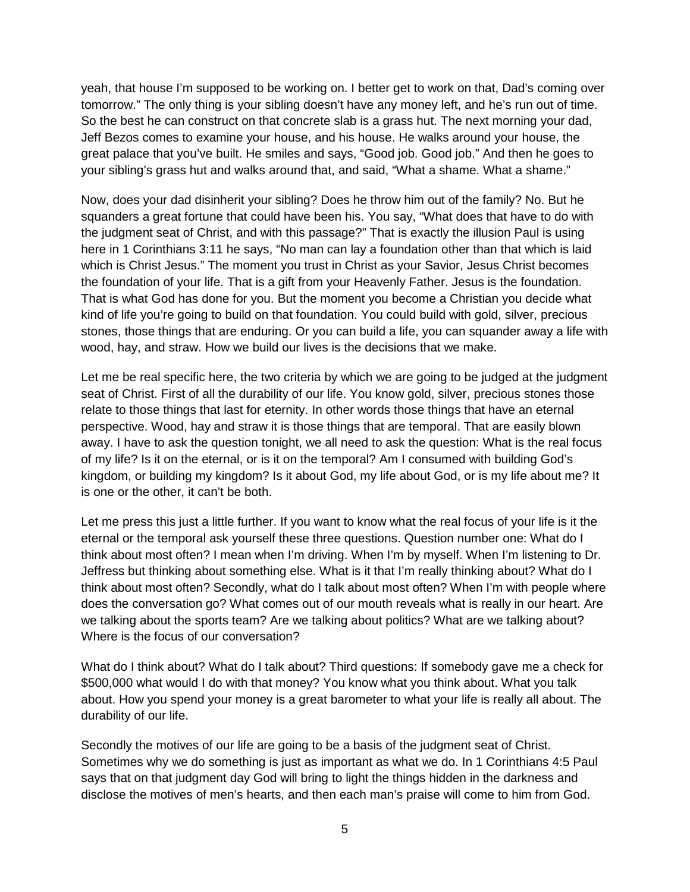yeah, that house I'm supposed to be working on. I better get to work on that, Dad's coming over tomorrow." The only thing is your sibling doesn't have any money left, and he's run out of time. So the best he can construct on that concrete slab is a grass hut. The next morning your dad, Jeff Bezos comes to examine your house, and his house. He walks around your house, the great palace that you've built. He smiles and says, "Good job. Good job." And then he goes to your sibling's grass hut and walks around that, and said, "What a shame. What a shame."

Now, does your dad disinherit your sibling? Does he throw him out of the family? No. But he squanders a great fortune that could have been his. You say, "What does that have to do with the judgment seat of Christ, and with this passage?" That is exactly the illusion Paul is using here in 1 Corinthians 3:11 he says, "No man can lay a foundation other than that which is laid which is Christ Jesus." The moment you trust in Christ as your Savior, Jesus Christ becomes the foundation of your life. That is a gift from your Heavenly Father. Jesus is the foundation. That is what God has done for you. But the moment you become a Christian you decide what kind of life you're going to build on that foundation. You could build with gold, silver, precious stones, those things that are enduring. Or you can build a life, you can squander away a life with wood, hay, and straw. How we build our lives is the decisions that we make.

Let me be real specific here, the two criteria by which we are going to be judged at the judgment seat of Christ. First of all the durability of our life. You know gold, silver, precious stones those relate to those things that last for eternity. In other words those things that have an eternal perspective. Wood, hay and straw it is those things that are temporal. That are easily blown away. I have to ask the question tonight, we all need to ask the question: What is the real focus of my life? Is it on the eternal, or is it on the temporal? Am I consumed with building God's kingdom, or building my kingdom? Is it about God, my life about God, or is my life about me? It is one or the other, it can't be both.

Let me press this just a little further. If you want to know what the real focus of your life is it the eternal or the temporal ask yourself these three questions. Question number one: What do I think about most often? I mean when I'm driving. When I'm by myself. When I'm listening to Dr. Jeffress but thinking about something else. What is it that I'm really thinking about? What do I think about most often? Secondly, what do I talk about most often? When I'm with people where does the conversation go? What comes out of our mouth reveals what is really in our heart. Are we talking about the sports team? Are we talking about politics? What are we talking about? Where is the focus of our conversation?

What do I think about? What do I talk about? Third questions: If somebody gave me a check for $500,000 what would I do with that money? You know what you think about. What you talk about. How you spend your money is a great barometer to what your life is really all about. The durability of our life.

Secondly the motives of our life are going to be a basis of the judgment seat of Christ. Sometimes why we do something is just as important as what we do. In 1 Corinthians 4:5 Paul says that on that judgment day God will bring to light the things hidden in the darkness and disclose the motives of men's hearts, and then each man's praise will come to him from God.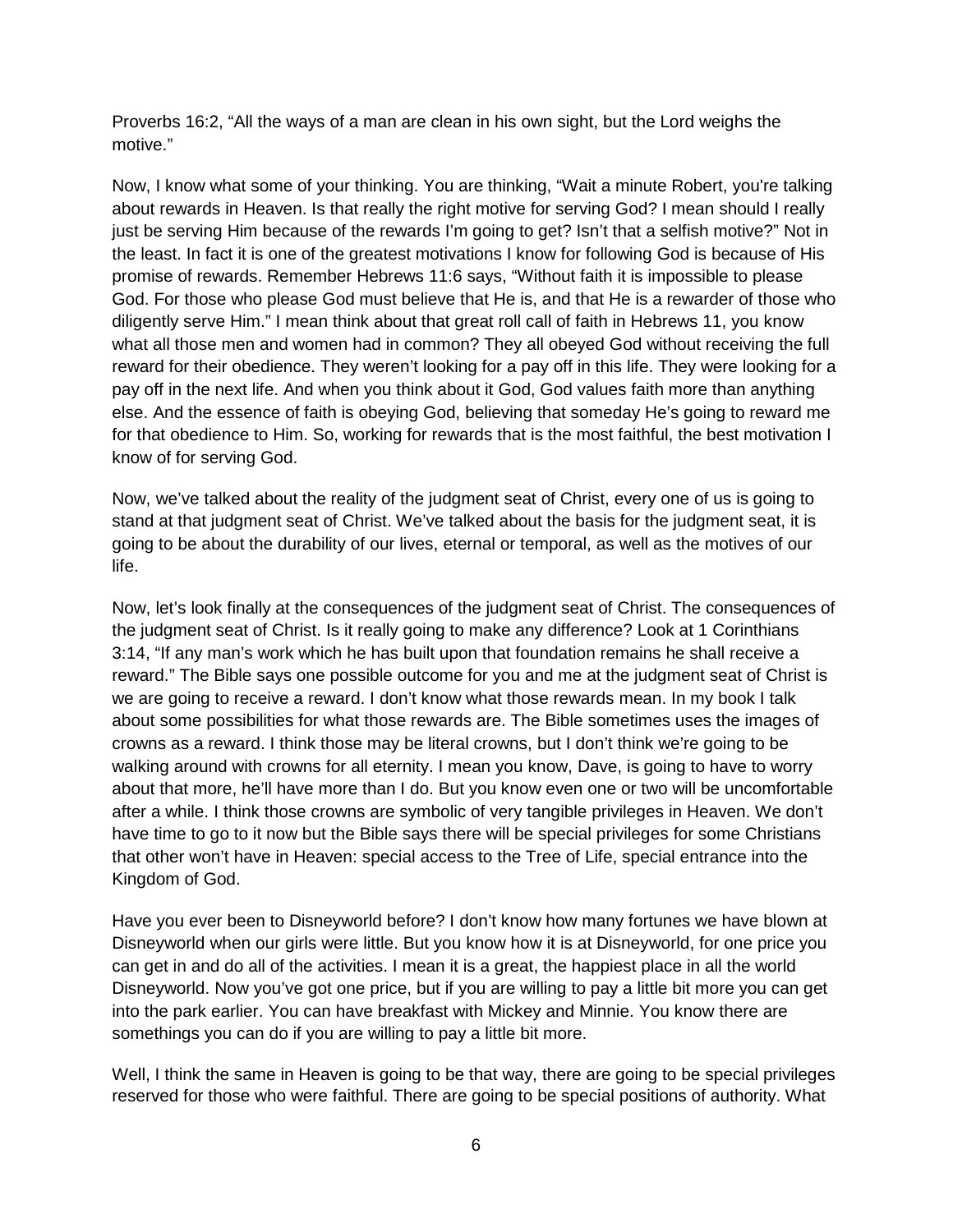Proverbs 16:2, “All the ways of a man are clean in his own sight, but the Lord weighs the motive.”

Now, I know what some of your thinking. You are thinking, “Wait a minute Robert, you're talking about rewards in Heaven. Is that really the right motive for serving God? I mean should I really just be serving Him because of the rewards I’m going to get? Isn’t that a selfish motive?” Not in the least. In fact it is one of the greatest motivations I know for following God is because of His promise of rewards. Remember Hebrews 11:6 says, “Without faith it is impossible to please God. For those who please God must believe that He is, and that He is a rewarder of those who diligently serve Him.” I mean think about that great roll call of faith in Hebrews 11, you know what all those men and women had in common? They all obeyed God without receiving the full reward for their obedience. They weren’t looking for a pay off in this life. They were looking for a pay off in the next life. And when you think about it God, God values faith more than anything else. And the essence of faith is obeying God, believing that someday He’s going to reward me for that obedience to Him. So, working for rewards that is the most faithful, the best motivation I know of for serving God.

Now, we’ve talked about the reality of the judgment seat of Christ, every one of us is going to stand at that judgment seat of Christ. We’ve talked about the basis for the judgment seat, it is going to be about the durability of our lives, eternal or temporal, as well as the motives of our life.

Now, let’s look finally at the consequences of the judgment seat of Christ. The consequences of the judgment seat of Christ. Is it really going to make any difference? Look at 1 Corinthians 3:14, “If any man’s work which he has built upon that foundation remains he shall receive a reward.” The Bible says one possible outcome for you and me at the judgment seat of Christ is we are going to receive a reward. I don’t know what those rewards mean. In my book I talk about some possibilities for what those rewards are. The Bible sometimes uses the images of crowns as a reward. I think those may be literal crowns, but I don’t think we’re going to be walking around with crowns for all eternity. I mean you know, Dave, is going to have to worry about that more, he’ll have more than I do. But you know even one or two will be uncomfortable after a while. I think those crowns are symbolic of very tangible privileges in Heaven. We don’t have time to go to it now but the Bible says there will be special privileges for some Christians that other won’t have in Heaven: special access to the Tree of Life, special entrance into the Kingdom of God.

Have you ever been to Disneyworld before? I don’t know how many fortunes we have blown at Disneyworld when our girls were little. But you know how it is at Disneyworld, for one price you can get in and do all of the activities. I mean it is a great, the happiest place in all the world Disneyworld. Now you’ve got one price, but if you are willing to pay a little bit more you can get into the park earlier. You can have breakfast with Mickey and Minnie. You know there are somethings you can do if you are willing to pay a little bit more.

Well, I think the same in Heaven is going to be that way, there are going to be special privileges reserved for those who were faithful. There are going to be special positions of authority. What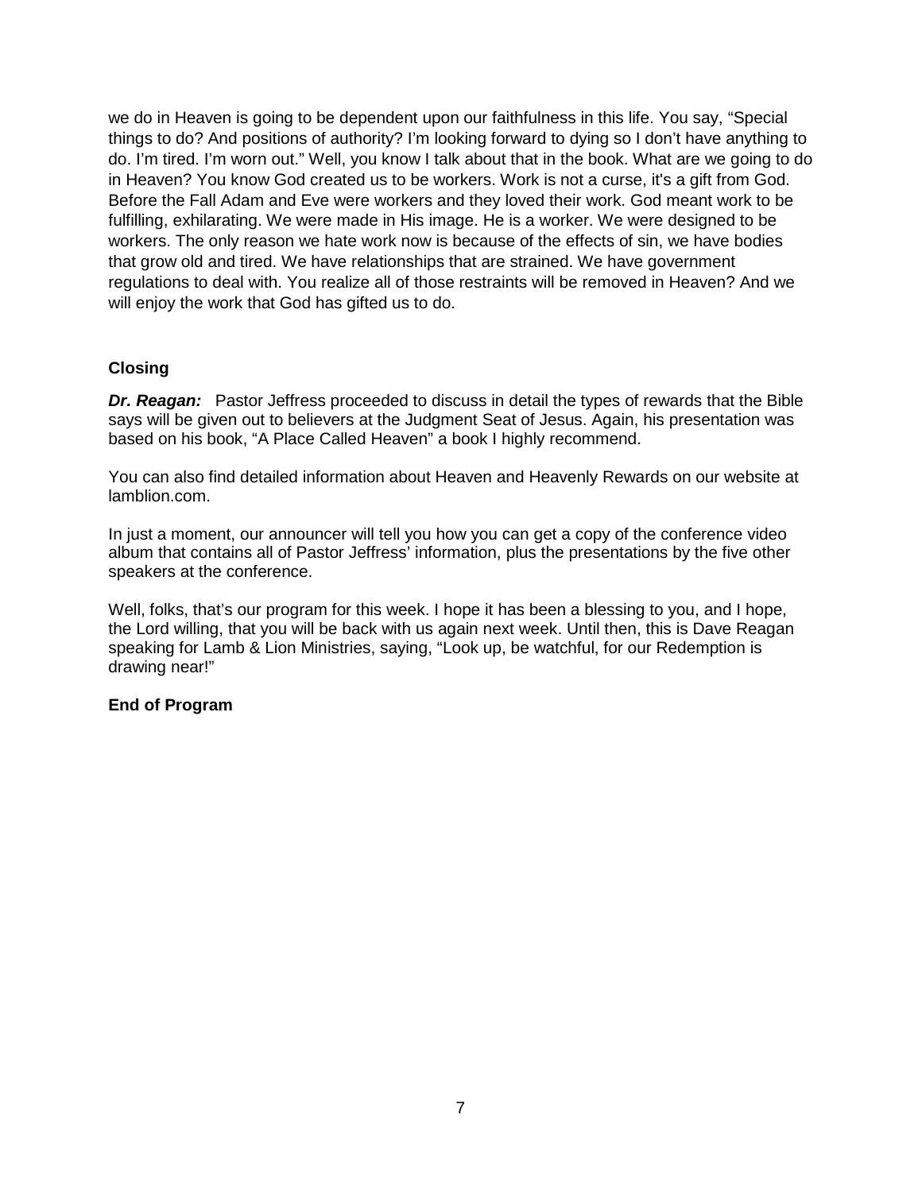we do in Heaven is going to be dependent upon our faithfulness in this life. You say, "Special things to do? And positions of authority? I'm looking forward to dying so I don't have anything to do. I'm tired. I'm worn out." Well, you know I talk about that in the book. What are we going to do in Heaven? You know God created us to be workers. Work is not a curse, it's a gift from God. Before the Fall Adam and Eve were workers and they loved their work. God meant work to be fulfilling, exhilarating. We were made in His image. He is a worker. We were designed to be workers. The only reason we hate work now is because of the effects of sin, we have bodies that grow old and tired. We have relationships that are strained. We have government regulations to deal with. You realize all of those restraints will be removed in Heaven? And we will enjoy the work that God has gifted us to do.

**Closing**

***Dr. Reagan:*** Pastor Jeffress proceeded to discuss in detail the types of rewards that the Bible says will be given out to believers at the Judgment Seat of Jesus. Again, his presentation was based on his book, "A Place Called Heaven" a book I highly recommend.

You can also find detailed information about Heaven and Heavenly Rewards on our website at lamblion.com.

In just a moment, our announcer will tell you how you can get a copy of the conference video album that contains all of Pastor Jeffress' information, plus the presentations by the five other speakers at the conference.

Well, folks, that's our program for this week. I hope it has been a blessing to you, and I hope, the Lord willing, that you will be back with us again next week. Until then, this is Dave Reagan speaking for Lamb & Lion Ministries, saying, "Look up, be watchful, for our Redemption is drawing near!"

**End of Program**